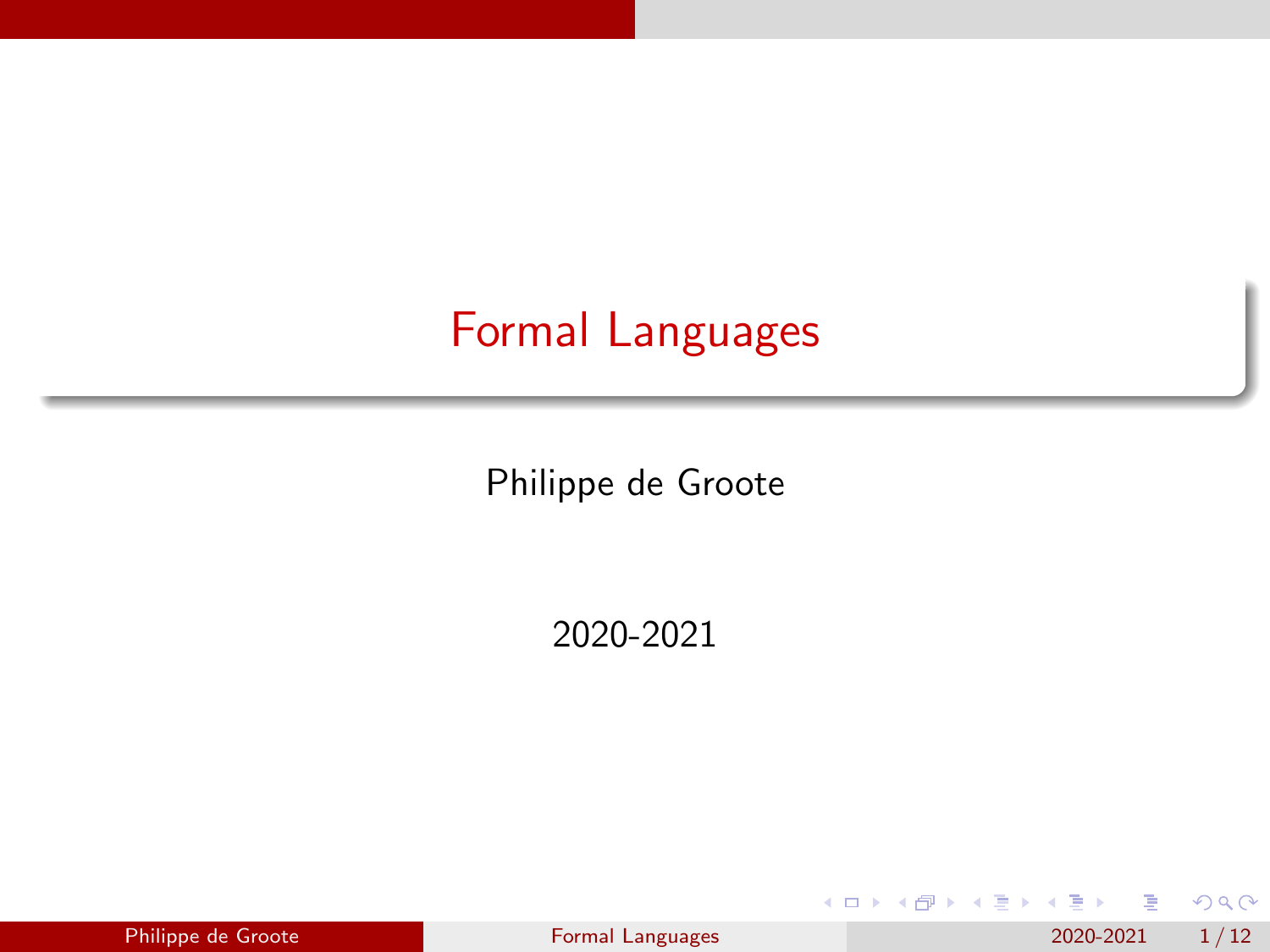# Formal Languages

Philippe de Groote

2020-2021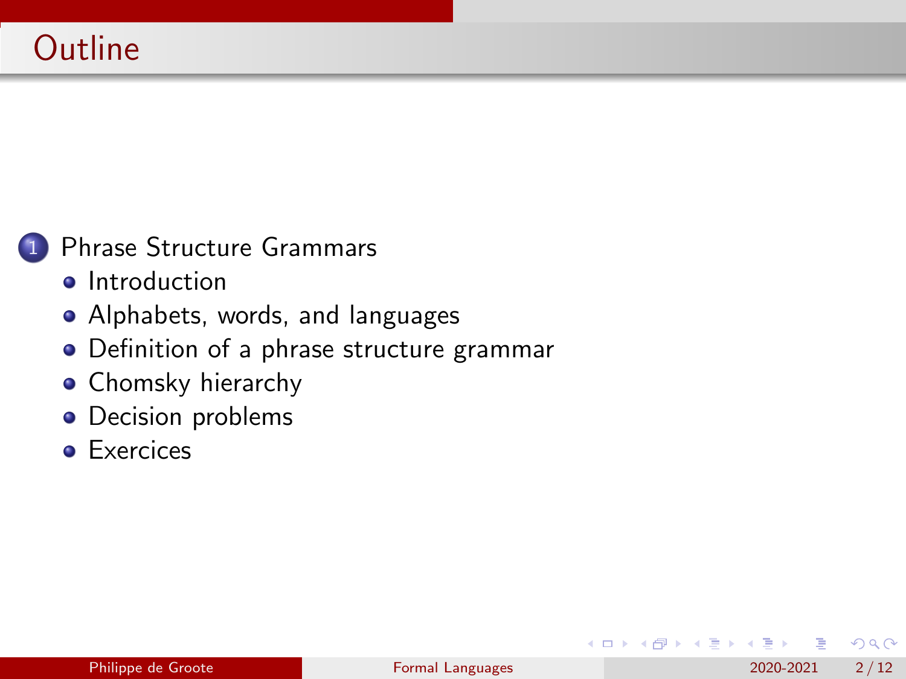# Outline

1. Phrase Structure Grammars
   - Introduction
   - Alphabets, words, and languages
   - Definition of a phrase structure grammar
   - Chomsky hierarchy
   - Decision problems
   - Exercices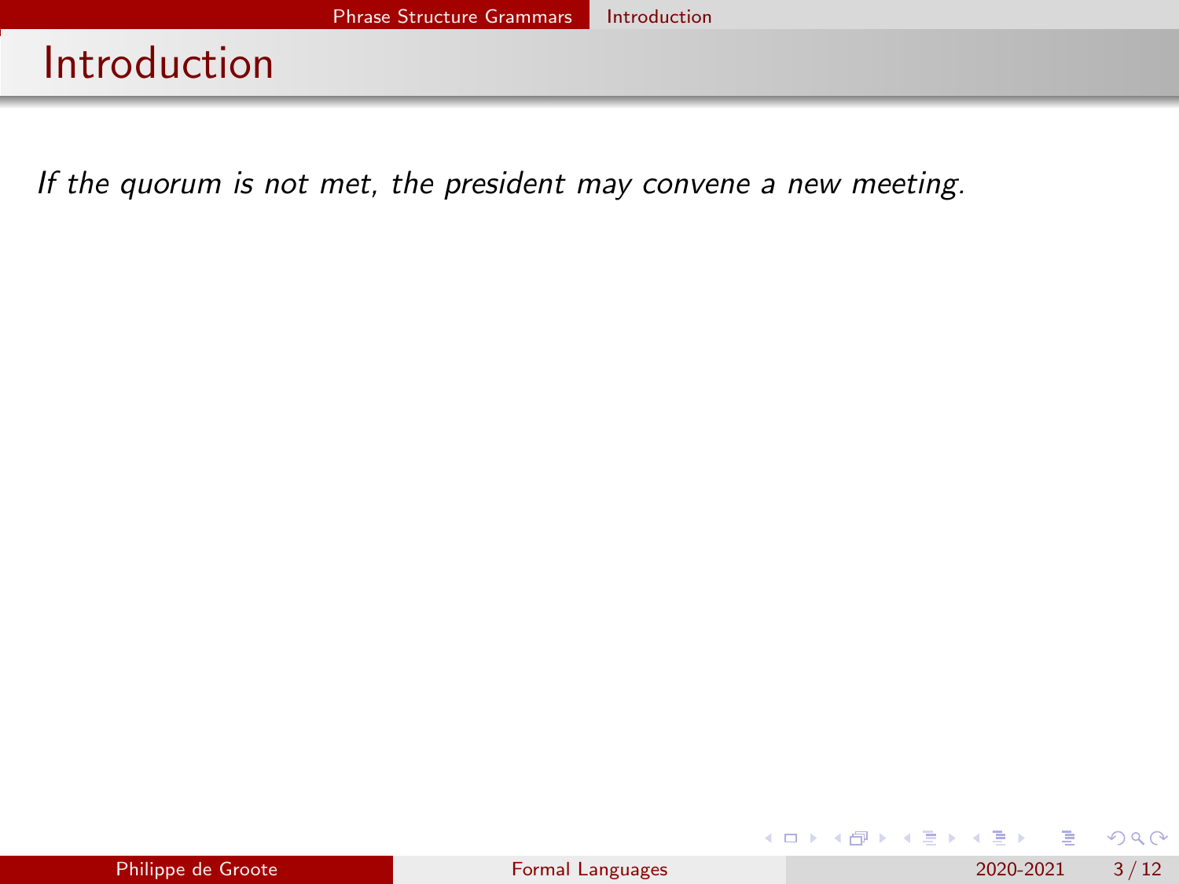# Introduction

*If the quorum is not met, the president may convene a new meeting.*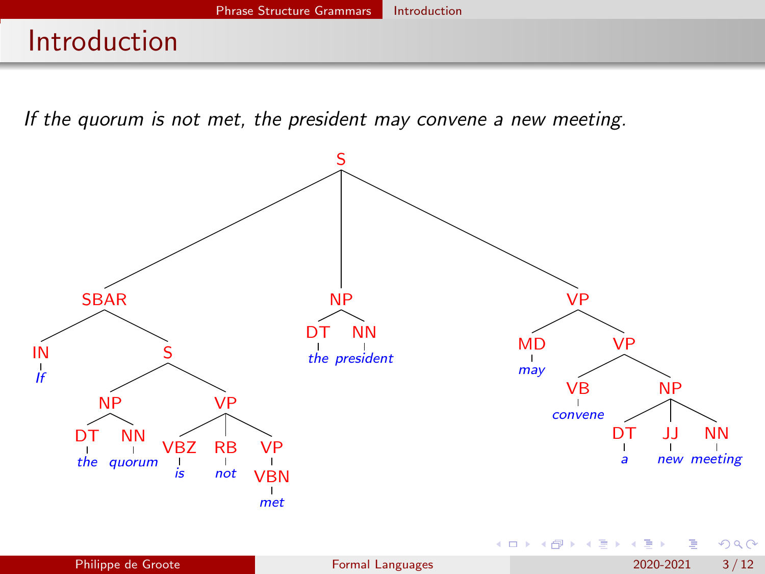# Introduction

*If the quorum is not met, the president may convene a new meeting.*

```
(S
  (SBAR
    (IN If)
    (S
      (NP (DT the) (NN quorum))
      (VP (VBZ is) (RB not) (VP (VBN met)))))
  (NP (DT the) (NN president))
  (VP
    (MD may)
    (VP
      (VB convene)
      (NP (DT a) (JJ new) (NN meeting)))))
```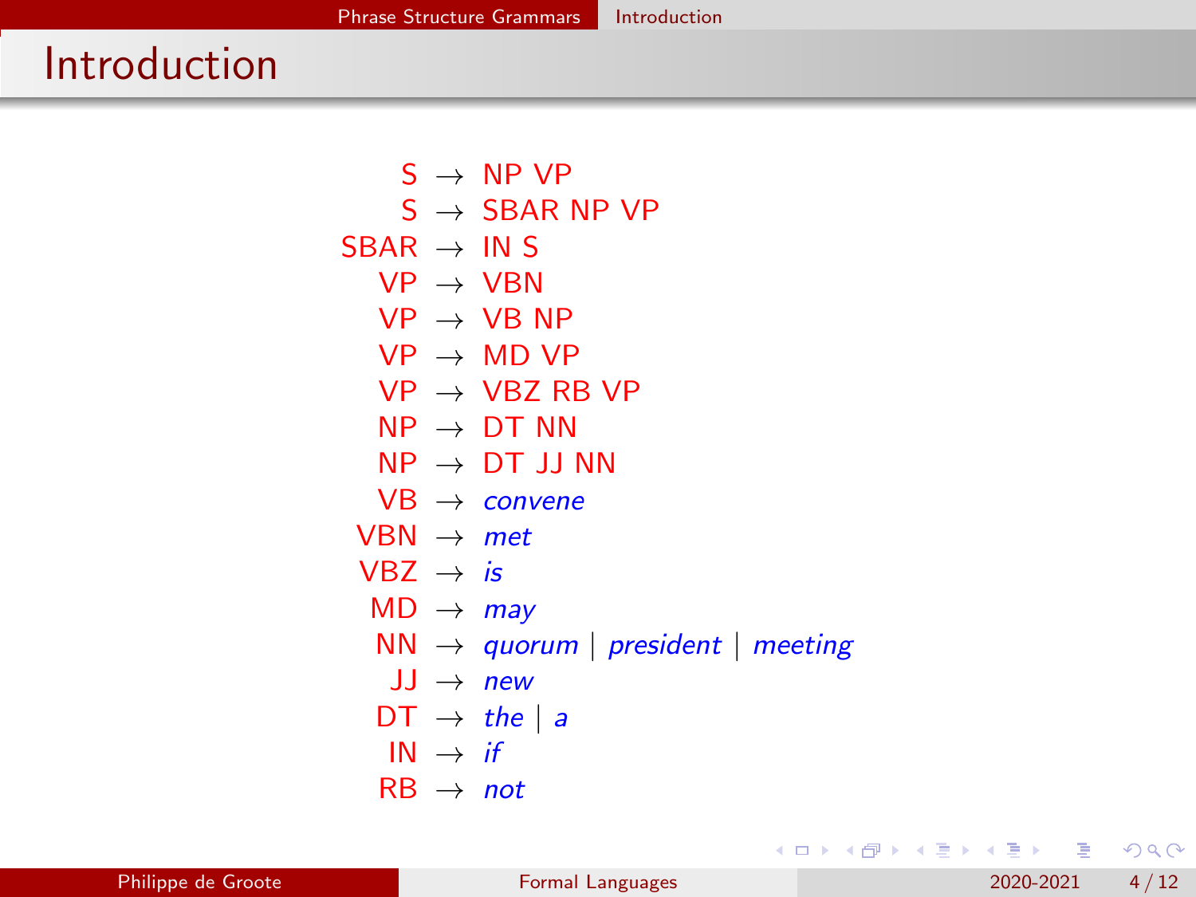## Introduction

$$
\begin{aligned}
\text{S} &\rightarrow \text{NP VP} \\
\text{S} &\rightarrow \text{SBAR NP VP} \\
\text{SBAR} &\rightarrow \text{IN S} \\
\text{VP} &\rightarrow \text{VBN} \\
\text{VP} &\rightarrow \text{VB NP} \\
\text{VP} &\rightarrow \text{MD VP} \\
\text{VP} &\rightarrow \text{VBZ RB VP} \\
\text{NP} &\rightarrow \text{DT NN} \\
\text{NP} &\rightarrow \text{DT JJ NN} \\
\text{VB} &\rightarrow \textit{convene} \\
\text{VBN} &\rightarrow \textit{met} \\
\text{VBZ} &\rightarrow \textit{is} \\
\text{MD} &\rightarrow \textit{may} \\
\text{NN} &\rightarrow \textit{quorum} \mid \textit{president} \mid \textit{meeting} \\
\text{JJ} &\rightarrow \textit{new} \\
\text{DT} &\rightarrow \textit{the} \mid \textit{a} \\
\text{IN} &\rightarrow \textit{if} \\
\text{RB} &\rightarrow \textit{not}
\end{aligned}
$$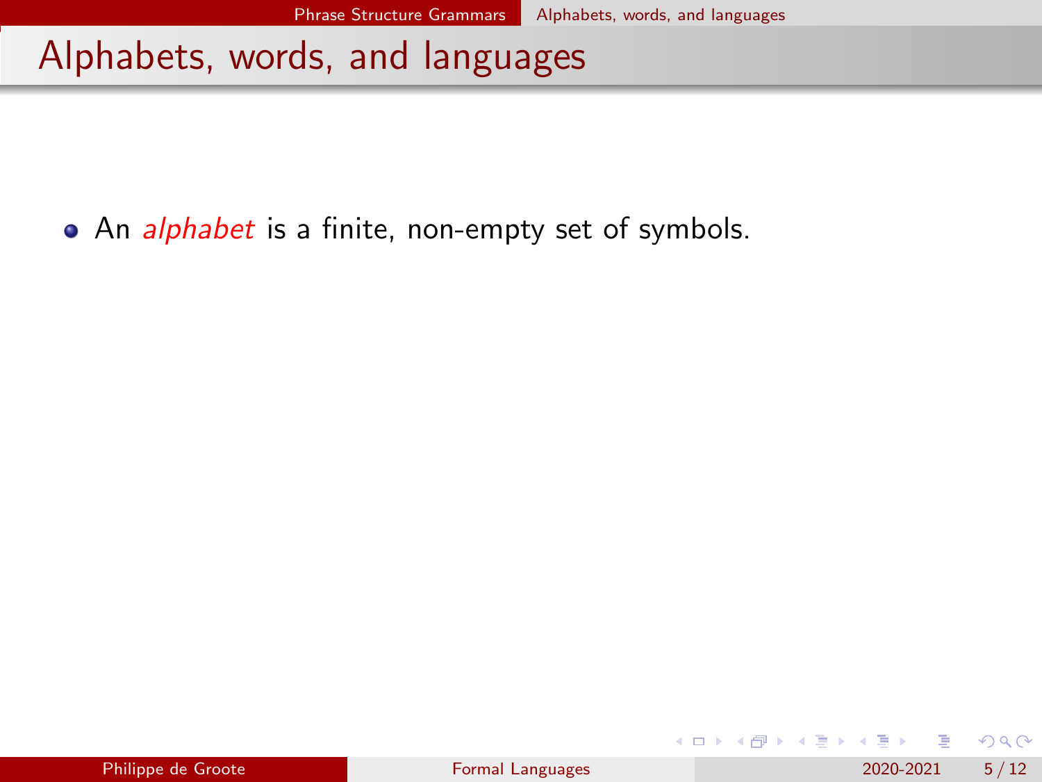# Alphabets, words, and languages

- An *alphabet* is a finite, non-empty set of symbols.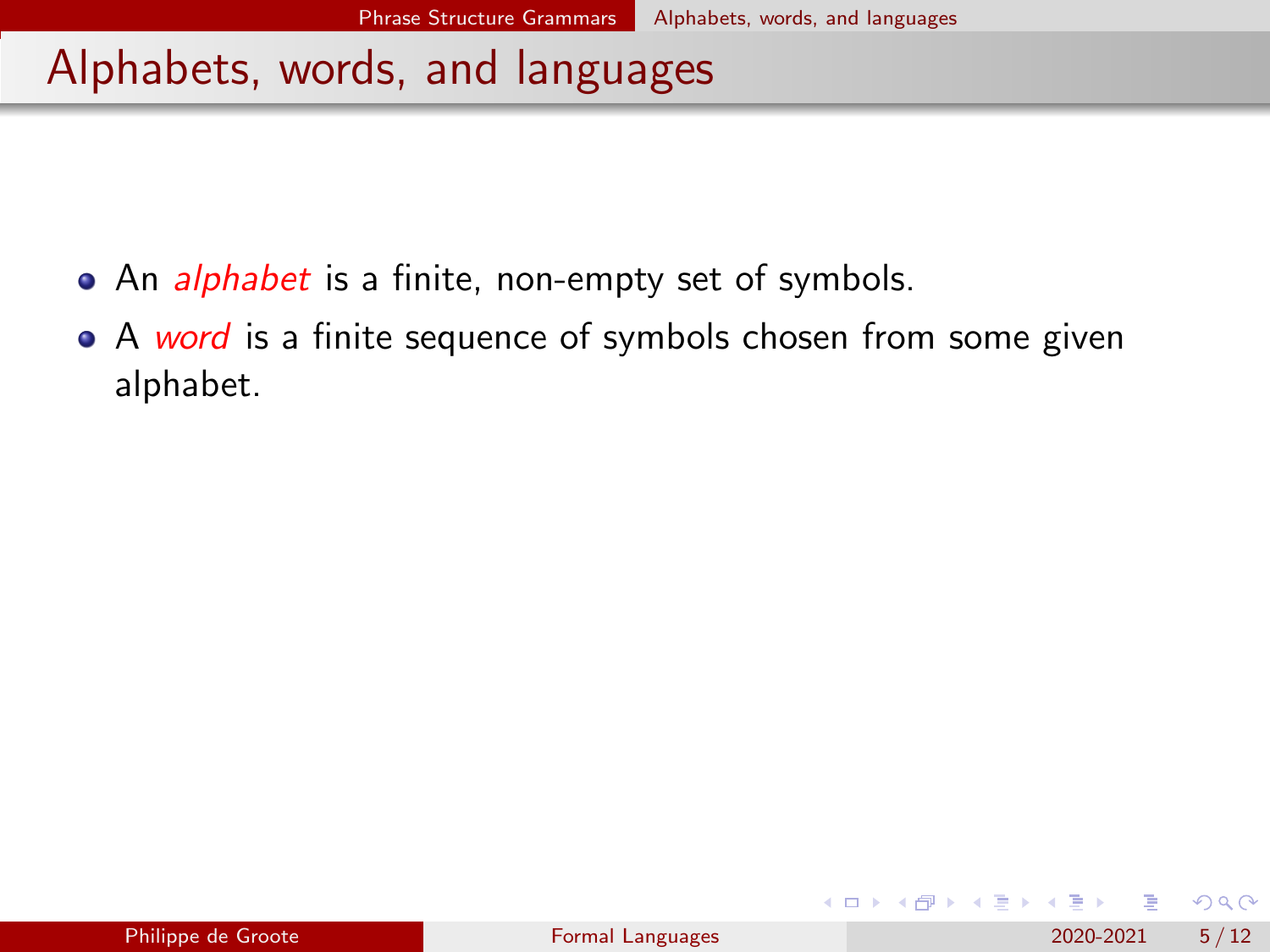# Alphabets, words, and languages

- An *alphabet* is a finite, non-empty set of symbols.
- A *word* is a finite sequence of symbols chosen from some given alphabet.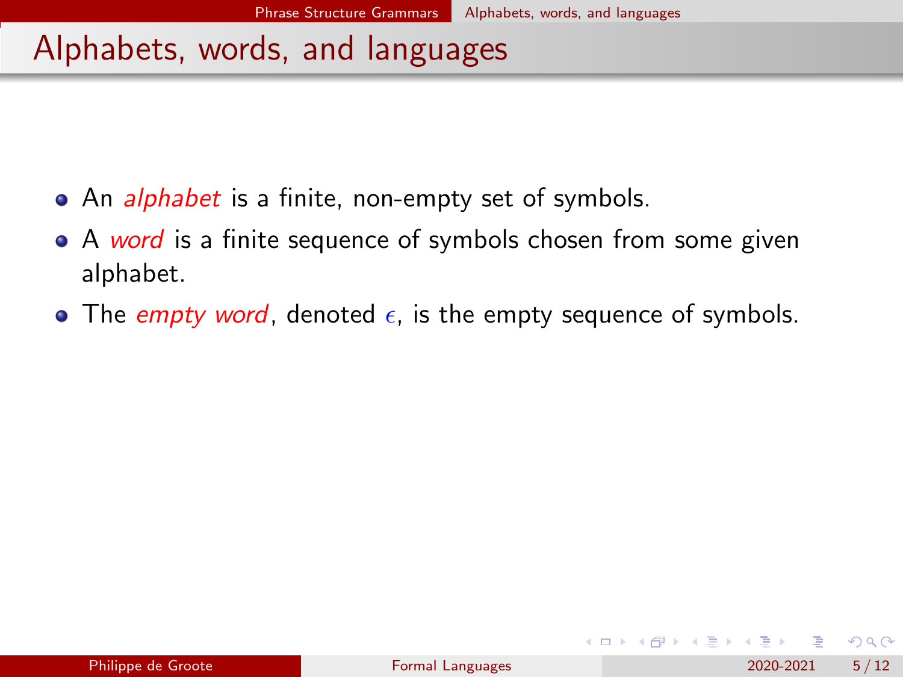# Alphabets, words, and languages

- An *alphabet* is a finite, non-empty set of symbols.
- A *word* is a finite sequence of symbols chosen from some given alphabet.
- The *empty word*, denoted $\epsilon$, is the empty sequence of symbols.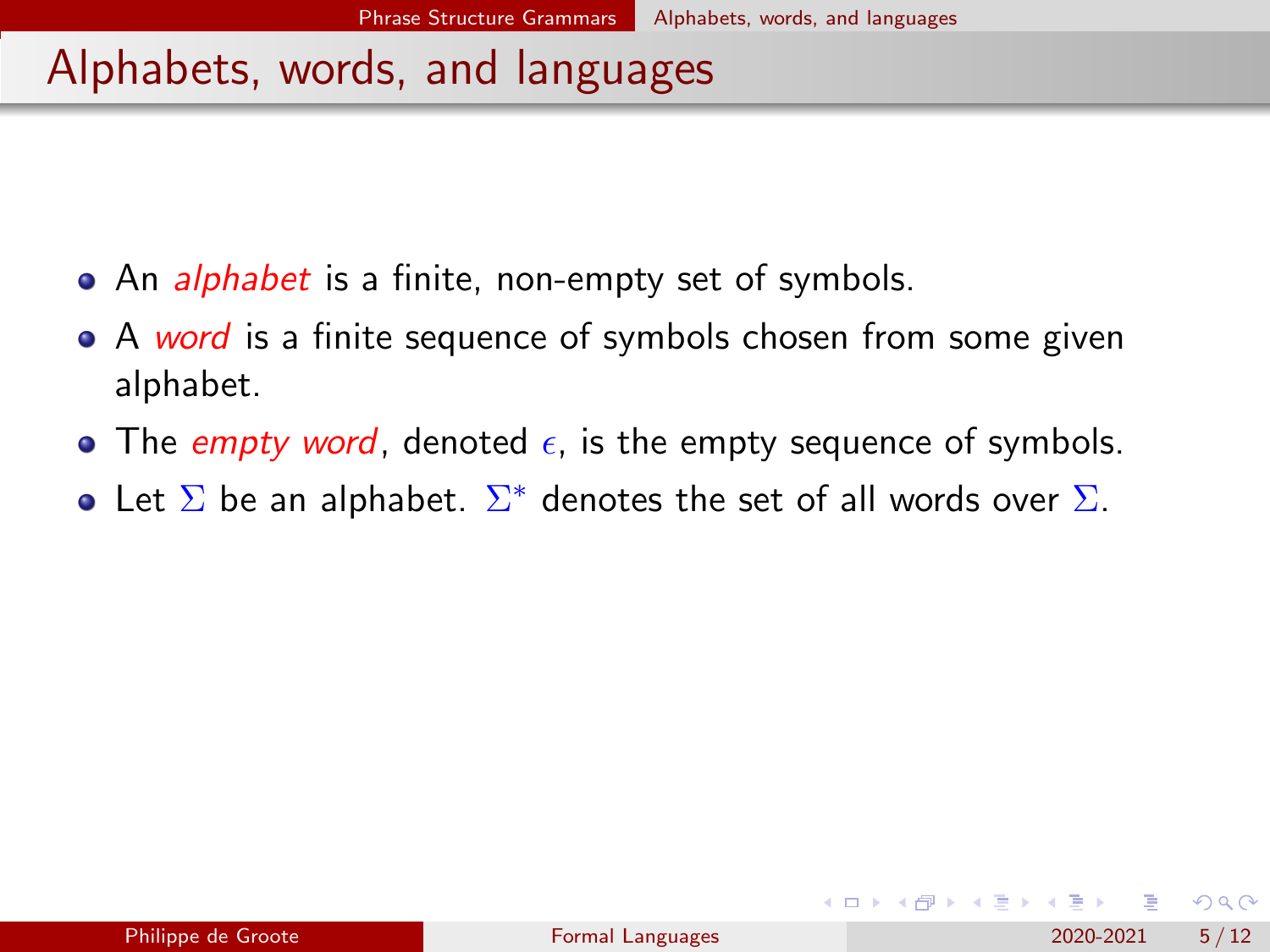# Alphabets, words, and languages

- An *alphabet* is a finite, non-empty set of symbols.
- A *word* is a finite sequence of symbols chosen from some given alphabet.
- The *empty word*, denoted $\epsilon$, is the empty sequence of symbols.
- Let $\Sigma$ be an alphabet. $\Sigma^*$ denotes the set of all words over $\Sigma$.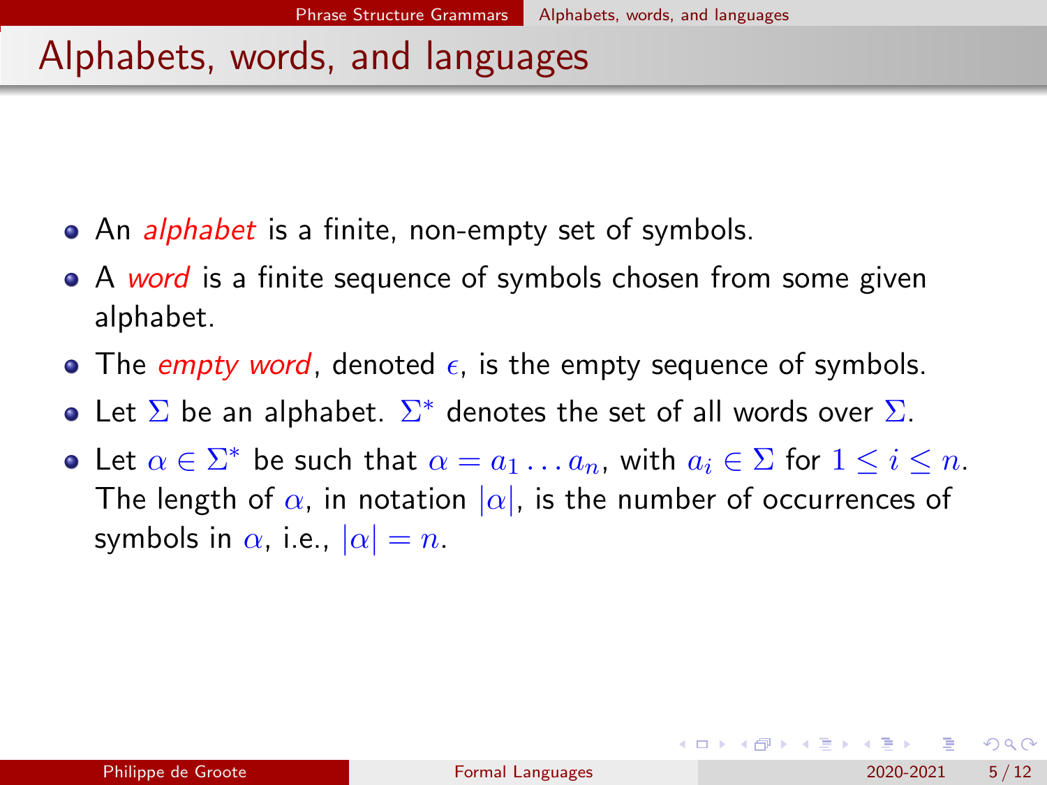# Alphabets, words, and languages

- An *alphabet* is a finite, non-empty set of symbols.
- A *word* is a finite sequence of symbols chosen from some given alphabet.
- The *empty word*, denoted $\epsilon$, is the empty sequence of symbols.
- Let $\Sigma$ be an alphabet. $\Sigma^*$ denotes the set of all words over $\Sigma$.
- Let $\alpha \in \Sigma^*$ be such that $\alpha = a_1 \ldots a_n$, with $a_i \in \Sigma$ for $1 \leq i \leq n$. The length of $\alpha$, in notation $|\alpha|$, is the number of occurrences of symbols in $\alpha$, i.e., $|\alpha| = n$.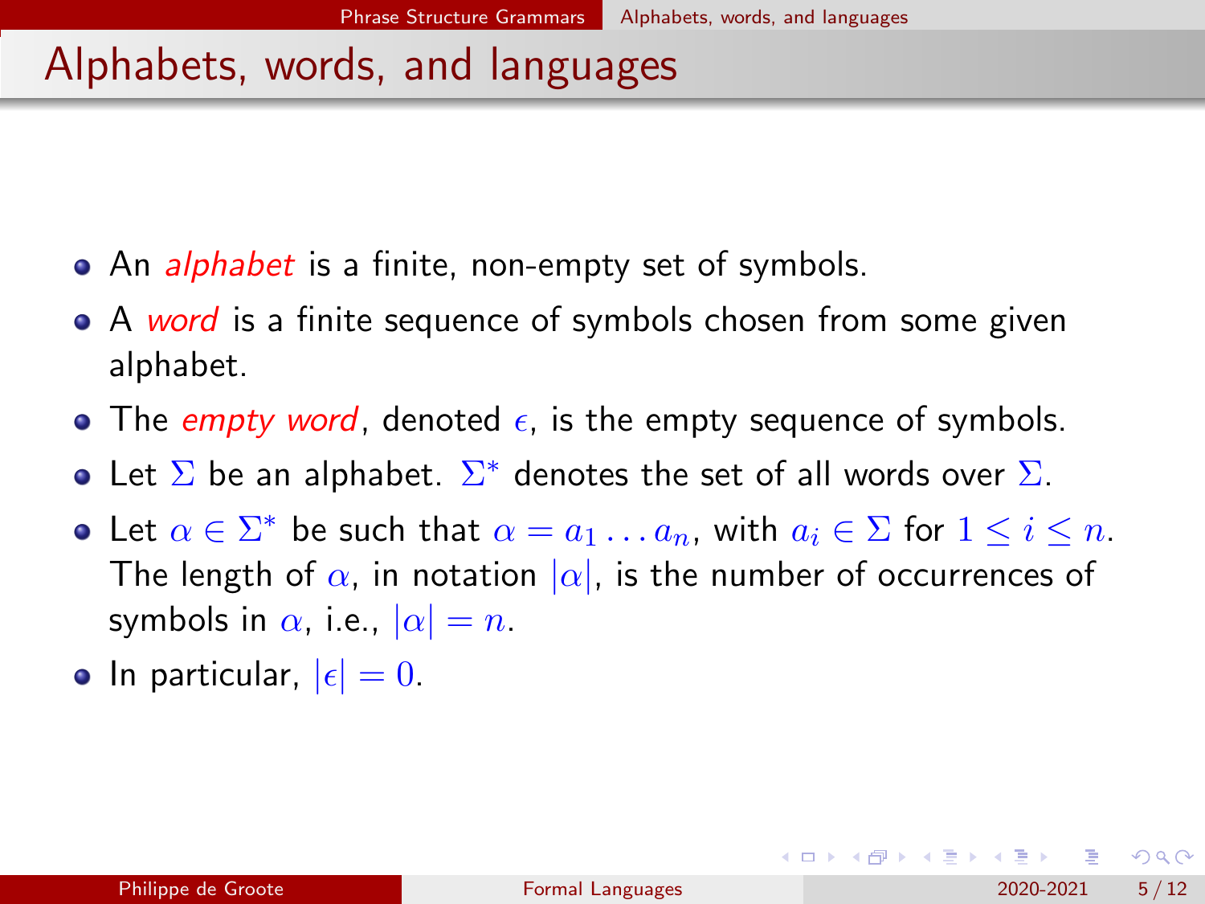# Alphabets, words, and languages

- An *alphabet* is a finite, non-empty set of symbols.
- A *word* is a finite sequence of symbols chosen from some given alphabet.
- The *empty word*, denoted $\epsilon$, is the empty sequence of symbols.
- Let $\Sigma$ be an alphabet. $\Sigma^*$ denotes the set of all words over $\Sigma$.
- Let $\alpha \in \Sigma^*$ be such that $\alpha = a_1 \dots a_n$, with $a_i \in \Sigma$ for $1 \leq i \leq n$. The length of $\alpha$, in notation $|\alpha|$, is the number of occurrences of symbols in $\alpha$, i.e., $|\alpha| = n$.
- In particular, $|\epsilon| = 0$.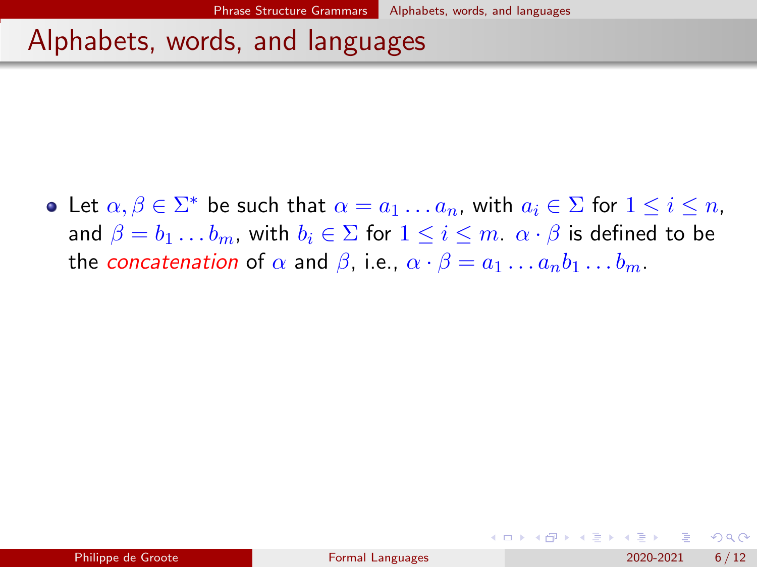## Alphabets, words, and languages

- Let $\alpha, \beta \in \Sigma^*$ be such that $\alpha = a_1 \ldots a_n$, with $a_i \in \Sigma$ for $1 \leq i \leq n$, and $\beta = b_1 \ldots b_m$, with $b_i \in \Sigma$ for $1 \leq i \leq m$. $\alpha \cdot \beta$ is defined to be the *concatenation* of $\alpha$ and $\beta$, i.e., $\alpha \cdot \beta = a_1 \ldots a_n b_1 \ldots b_m$.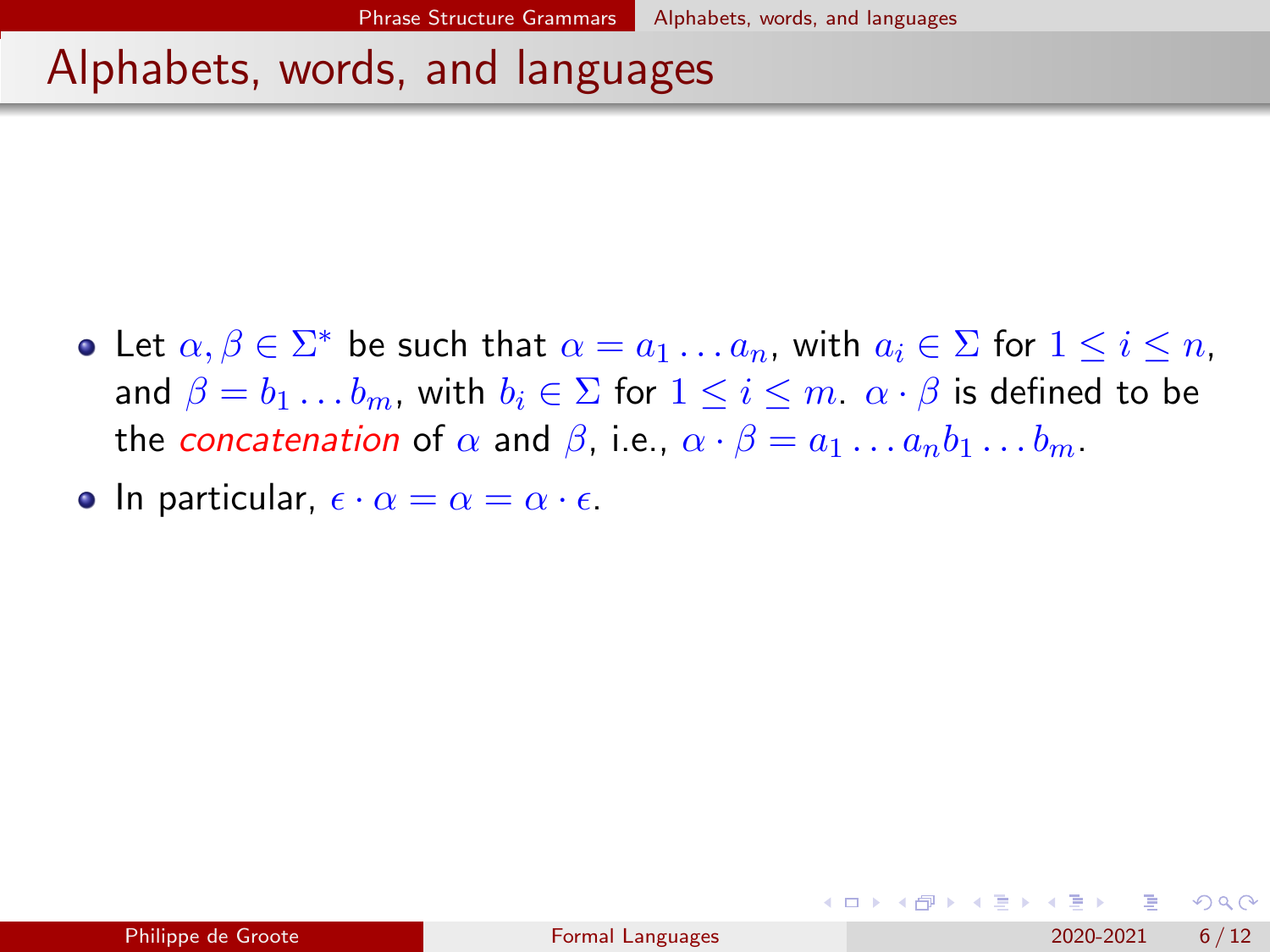# Alphabets, words, and languages

- Let $\alpha, \beta \in \Sigma^*$ be such that $\alpha = a_1 \ldots a_n$, with $a_i \in \Sigma$ for $1 \leq i \leq n$, and $\beta = b_1 \ldots b_m$, with $b_i \in \Sigma$ for $1 \leq i \leq m$. $\alpha \cdot \beta$ is defined to be the *concatenation* of $\alpha$ and $\beta$, i.e., $\alpha \cdot \beta = a_1 \ldots a_n b_1 \ldots b_m$.
- In particular, $\epsilon \cdot \alpha = \alpha = \alpha \cdot \epsilon$.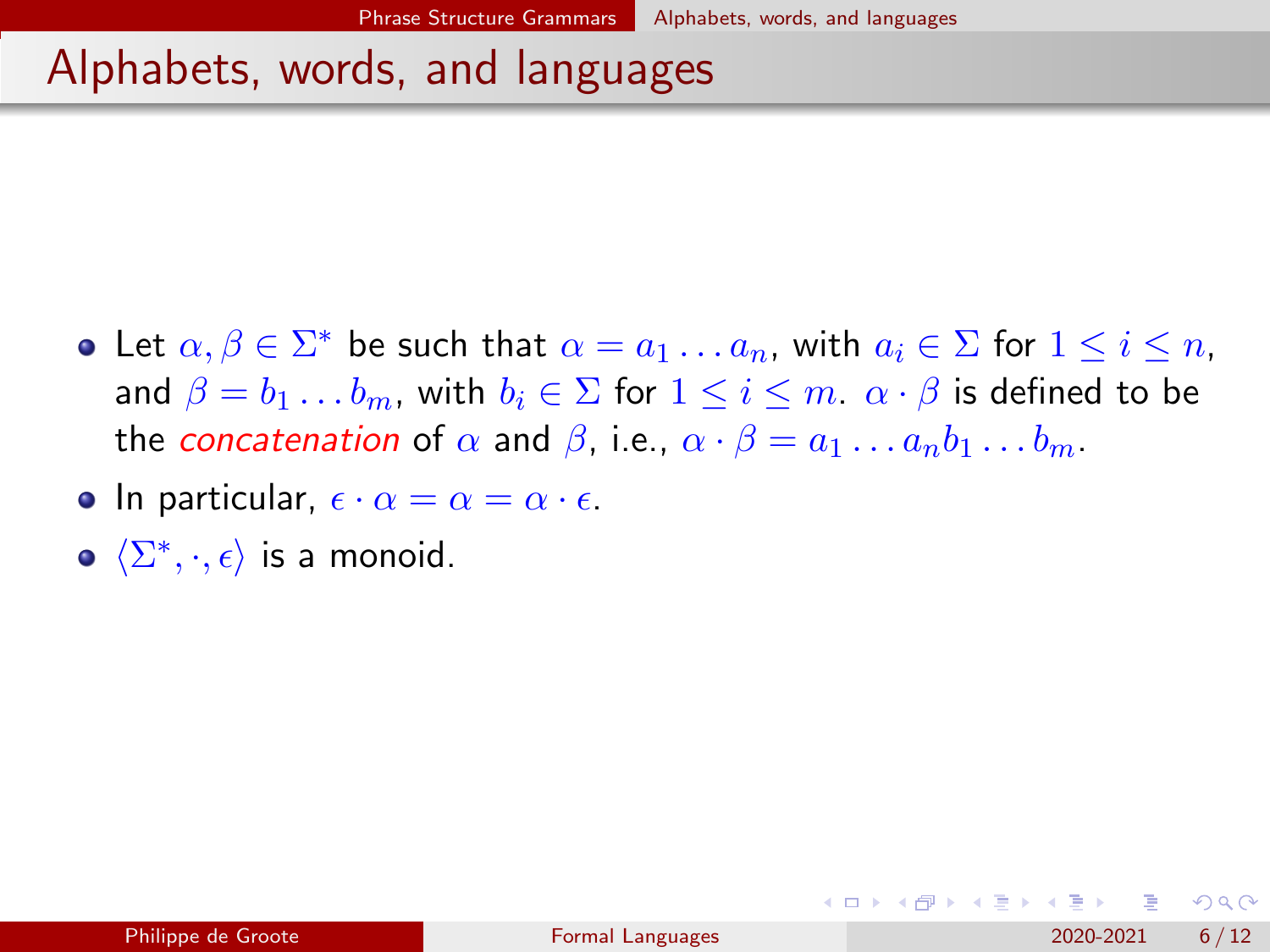# Alphabets, words, and languages

- Let $\alpha, \beta \in \Sigma^*$ be such that $\alpha = a_1 \ldots a_n$, with $a_i \in \Sigma$ for $1 \leq i \leq n$, and $\beta = b_1 \ldots b_m$, with $b_i \in \Sigma$ for $1 \leq i \leq m$. $\alpha \cdot \beta$ is defined to be the *concatenation* of $\alpha$ and $\beta$, i.e., $\alpha \cdot \beta = a_1 \ldots a_n b_1 \ldots b_m$.
- In particular, $\epsilon \cdot \alpha = \alpha = \alpha \cdot \epsilon$.
- $\langle \Sigma^*, \cdot, \epsilon \rangle$ is a monoid.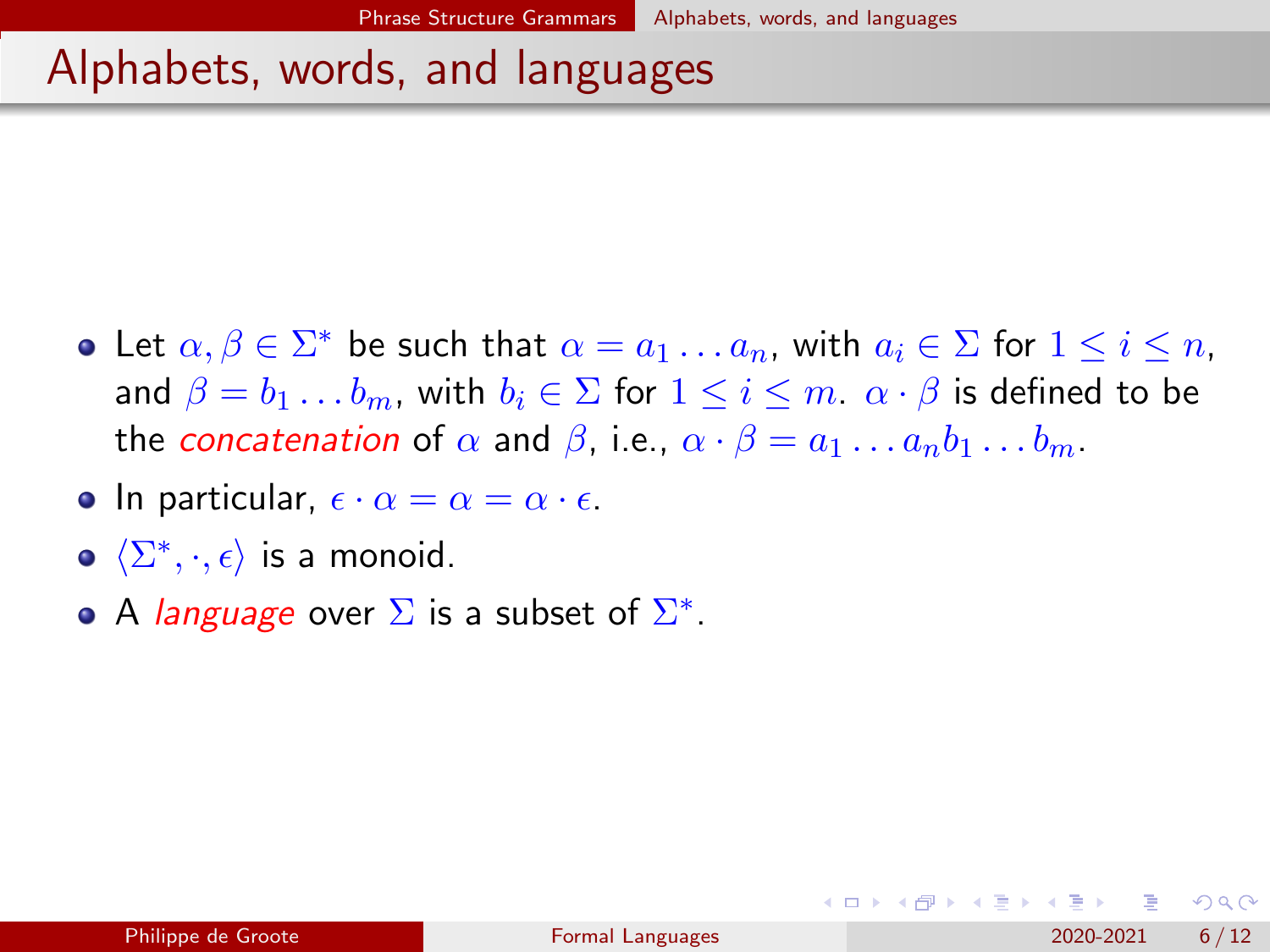# Alphabets, words, and languages

- Let $\alpha, \beta \in \Sigma^*$ be such that $\alpha = a_1 \ldots a_n$, with $a_i \in \Sigma$ for $1 \leq i \leq n$, and $\beta = b_1 \ldots b_m$, with $b_i \in \Sigma$ for $1 \leq i \leq m$. $\alpha \cdot \beta$ is defined to be the *concatenation* of $\alpha$ and $\beta$, i.e., $\alpha \cdot \beta = a_1 \ldots a_n b_1 \ldots b_m$.
- In particular, $\epsilon \cdot \alpha = \alpha = \alpha \cdot \epsilon$.
- $\langle \Sigma^*, \cdot, \epsilon \rangle$ is a monoid.
- A *language* over $\Sigma$ is a subset of $\Sigma^*$.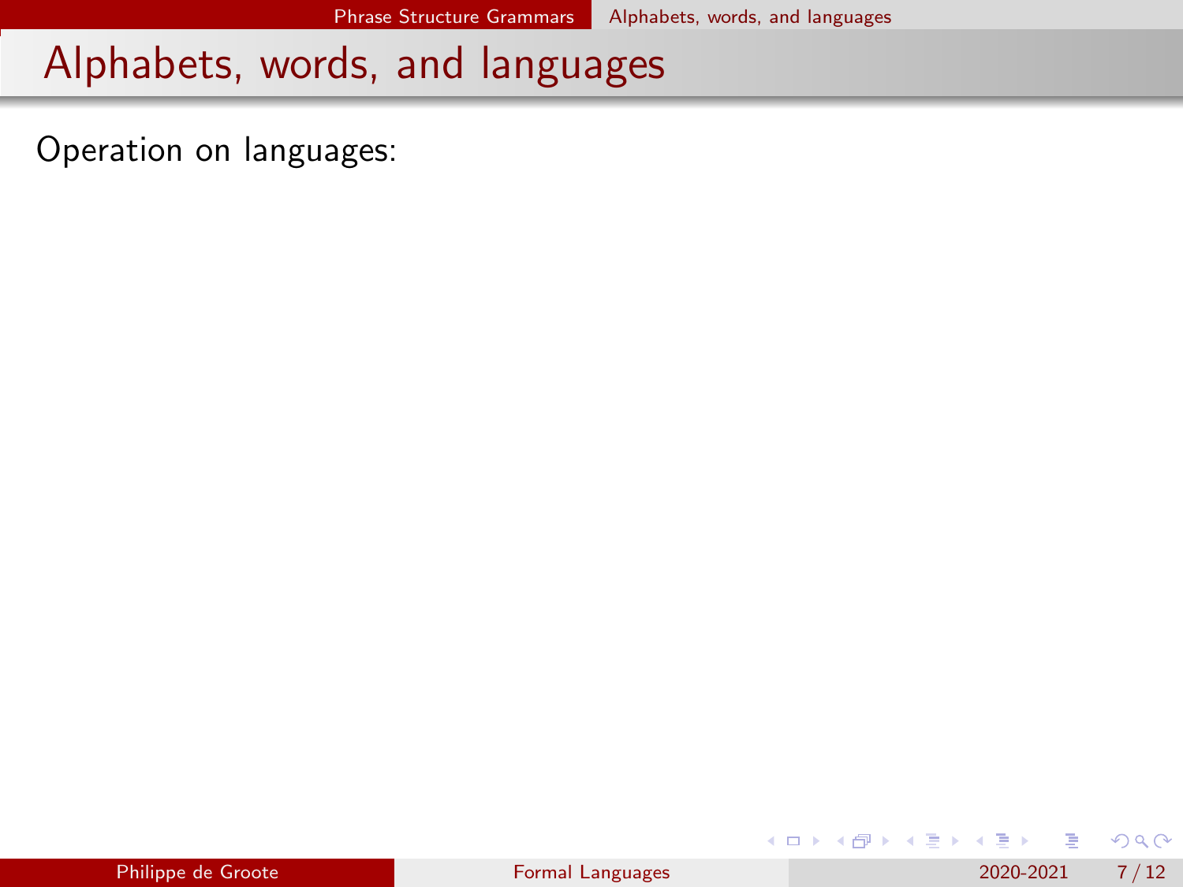# Alphabets, words, and languages

Operation on languages: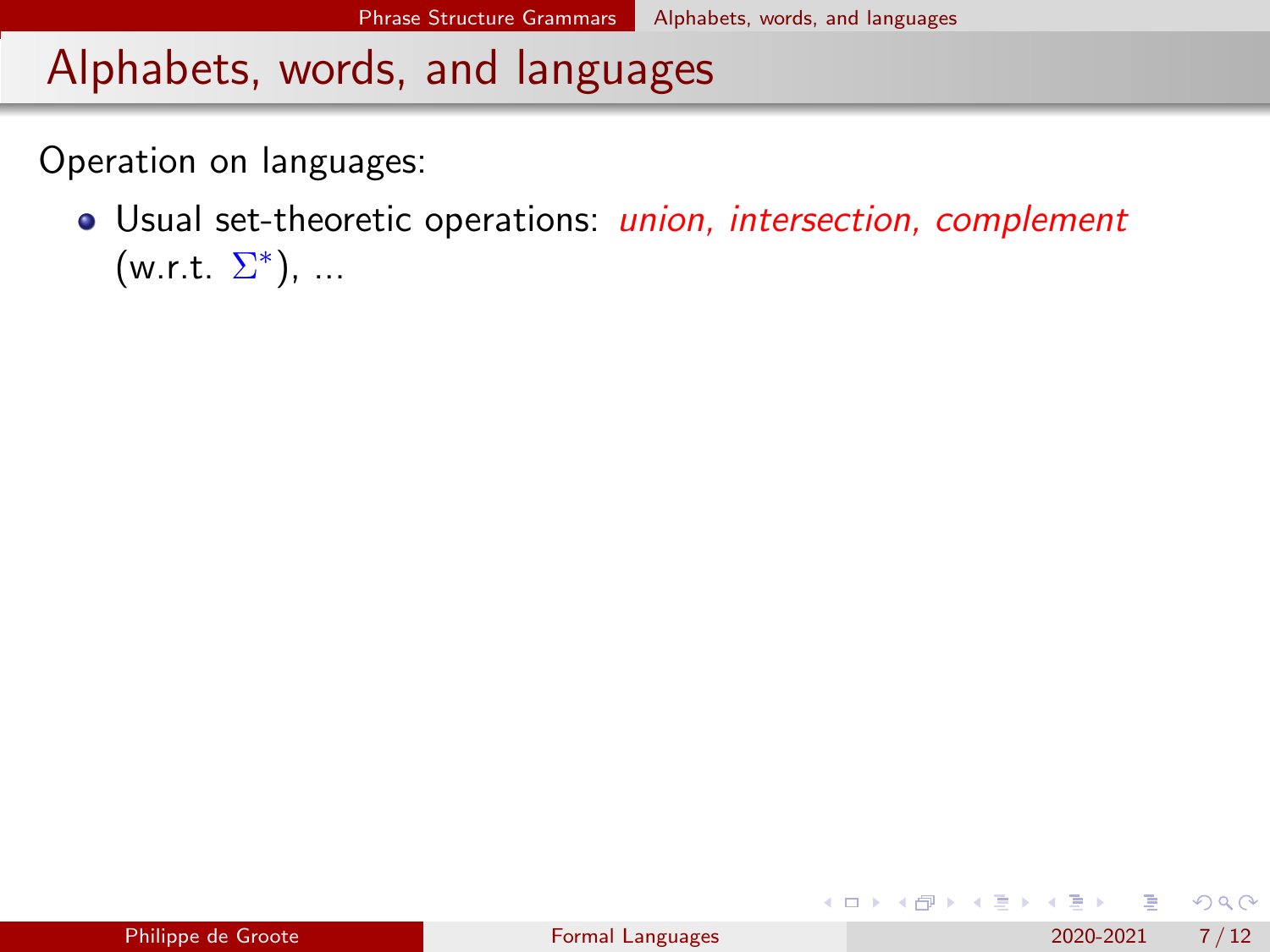# Alphabets, words, and languages

Operation on languages:

- Usual set-theoretic operations: *union, intersection, complement* (w.r.t. $\Sigma^*$), ...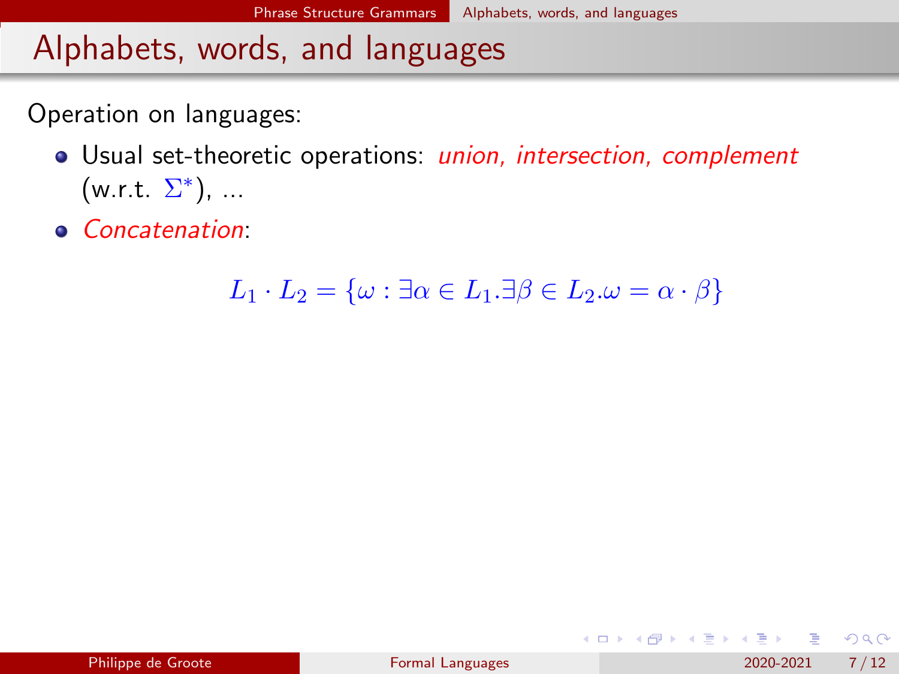# Alphabets, words, and languages

Operation on languages:

- Usual set-theoretic operations: *union, intersection, complement* (w.r.t. $\Sigma^*$), ...
- *Concatenation*:

$$L_1 \cdot L_2 = \{\omega : \exists \alpha \in L_1 . \exists \beta \in L_2 . \omega = \alpha \cdot \beta\}$$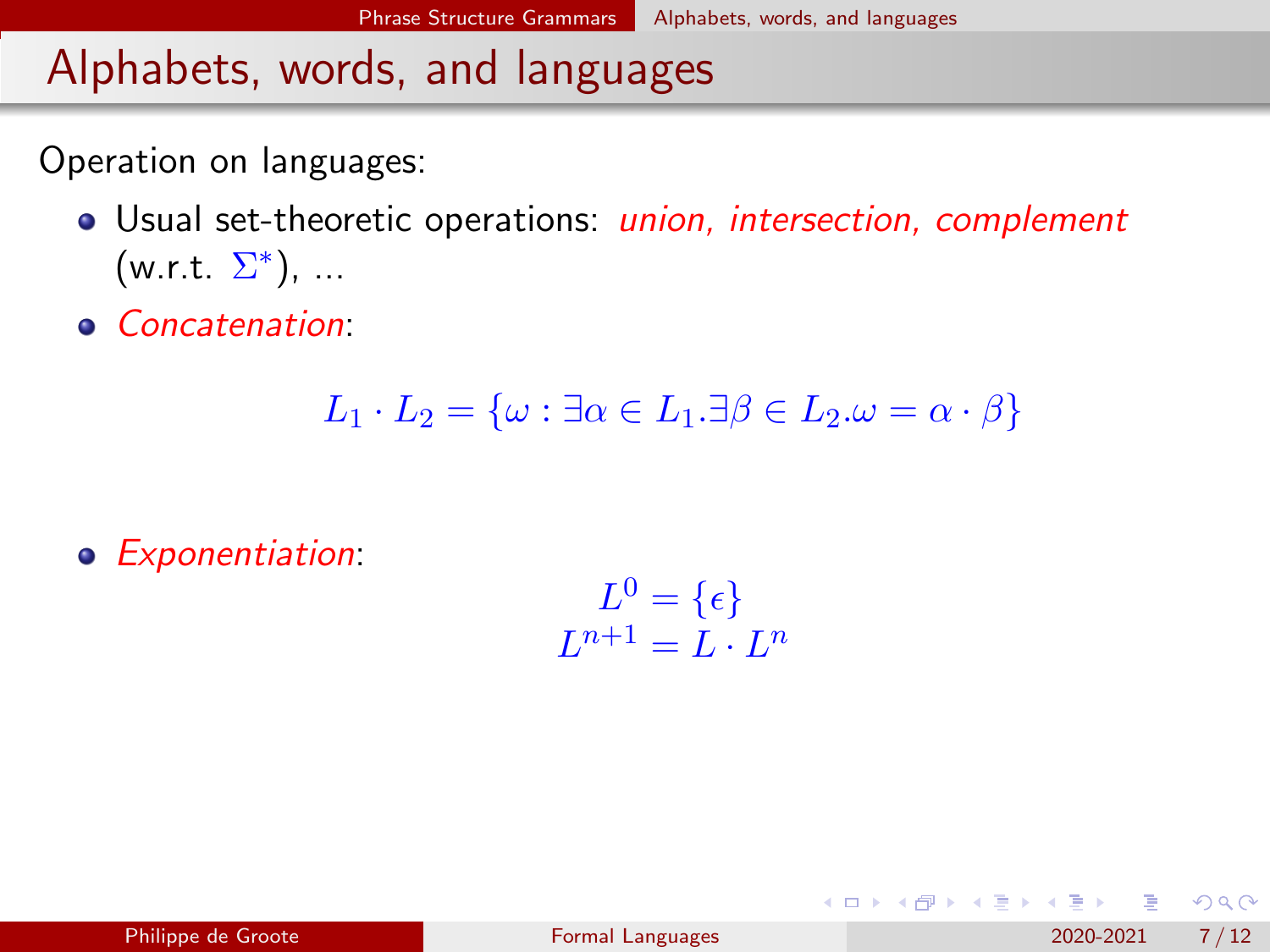# Alphabets, words, and languages

Operation on languages:

- Usual set-theoretic operations: *union, intersection, complement* (w.r.t. $\Sigma^*$), ...
- *Concatenation*:

$$L_1 \cdot L_2 = \{\omega : \exists \alpha \in L_1 . \exists \beta \in L_2 . \omega = \alpha \cdot \beta\}$$

- *Exponentiation*:

$$L^0 = \{\epsilon\}$$
$$L^{n+1} = L \cdot L^n$$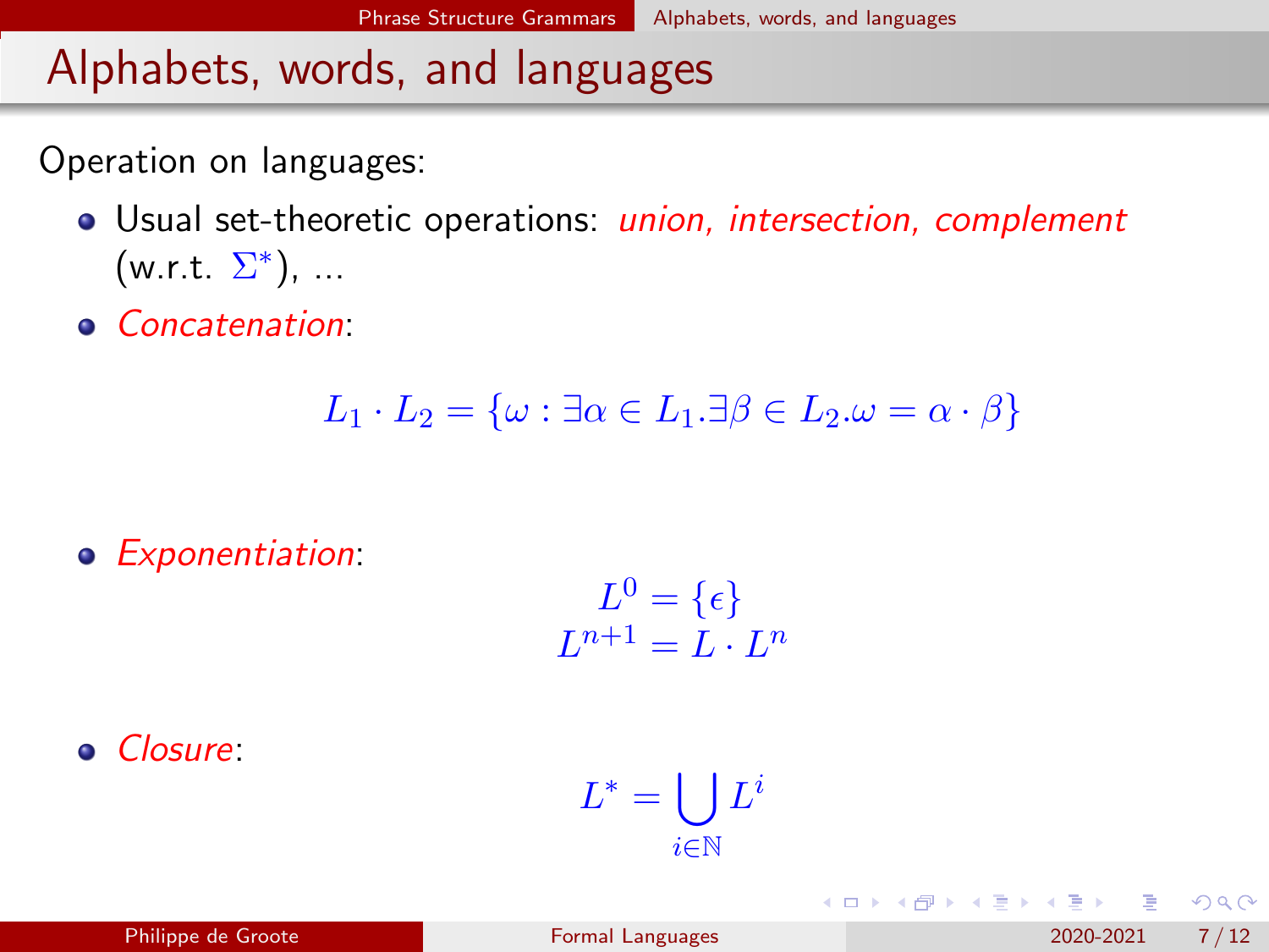# Alphabets, words, and languages

Operation on languages:

- Usual set-theoretic operations: *union, intersection, complement* (w.r.t. $\Sigma^*$), ...
- *Concatenation*:

$$L_1 \cdot L_2 = \{\omega : \exists \alpha \in L_1 . \exists \beta \in L_2 . \omega = \alpha \cdot \beta\}$$

- *Exponentiation*:

$$L^0 = \{\epsilon\}$$
$$L^{n+1} = L \cdot L^n$$

- *Closure*:

$$L^* = \bigcup_{i \in \mathbb{N}} L^i$$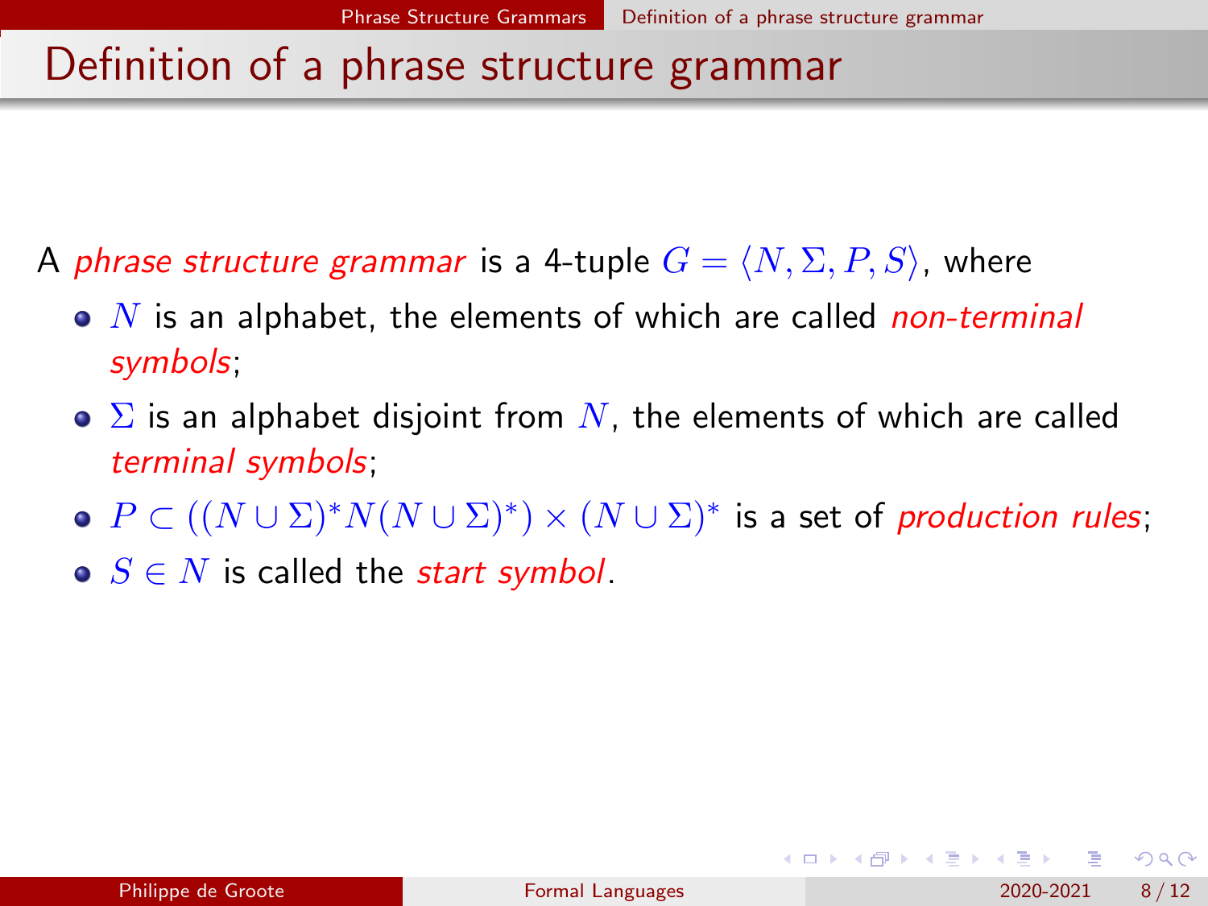# Definition of a phrase structure grammar

A *phrase structure grammar* is a 4-tuple $G = \langle N, \Sigma, P, S \rangle$, where

- $N$ is an alphabet, the elements of which are called *non-terminal symbols*;
- $\Sigma$ is an alphabet disjoint from $N$, the elements of which are called *terminal symbols*;
- $P \subset ((N \cup \Sigma)^* N (N \cup \Sigma)^*) \times (N \cup \Sigma)^*$ is a set of *production rules*;
- $S \in N$ is called the *start symbol*.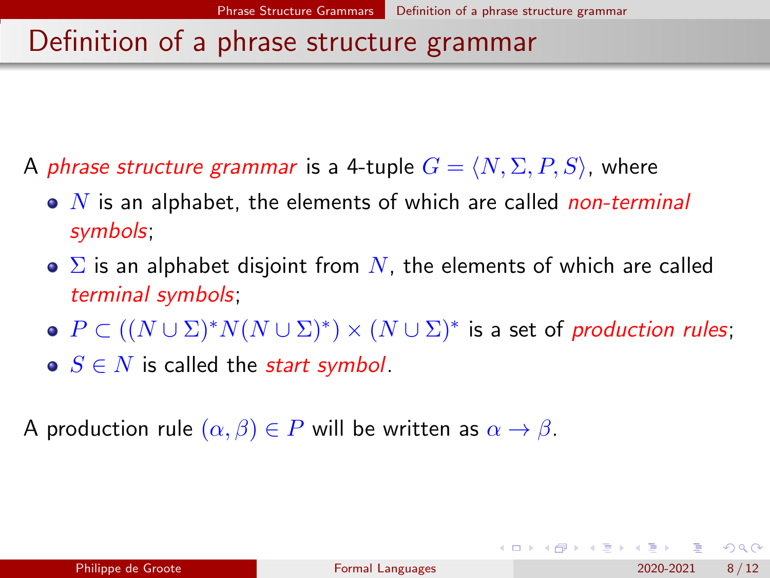# Definition of a phrase structure grammar

A *phrase structure grammar* is a 4-tuple $G = \langle N, \Sigma, P, S \rangle$, where

- $N$ is an alphabet, the elements of which are called *non-terminal symbols*;
- $\Sigma$ is an alphabet disjoint from $N$, the elements of which are called *terminal symbols*;
- $P \subset ((N \cup \Sigma)^* N (N \cup \Sigma)^*) \times (N \cup \Sigma)^*$ is a set of *production rules*;
- $S \in N$ is called the *start symbol*.

A production rule $(\alpha, \beta) \in P$ will be written as $\alpha \to \beta$.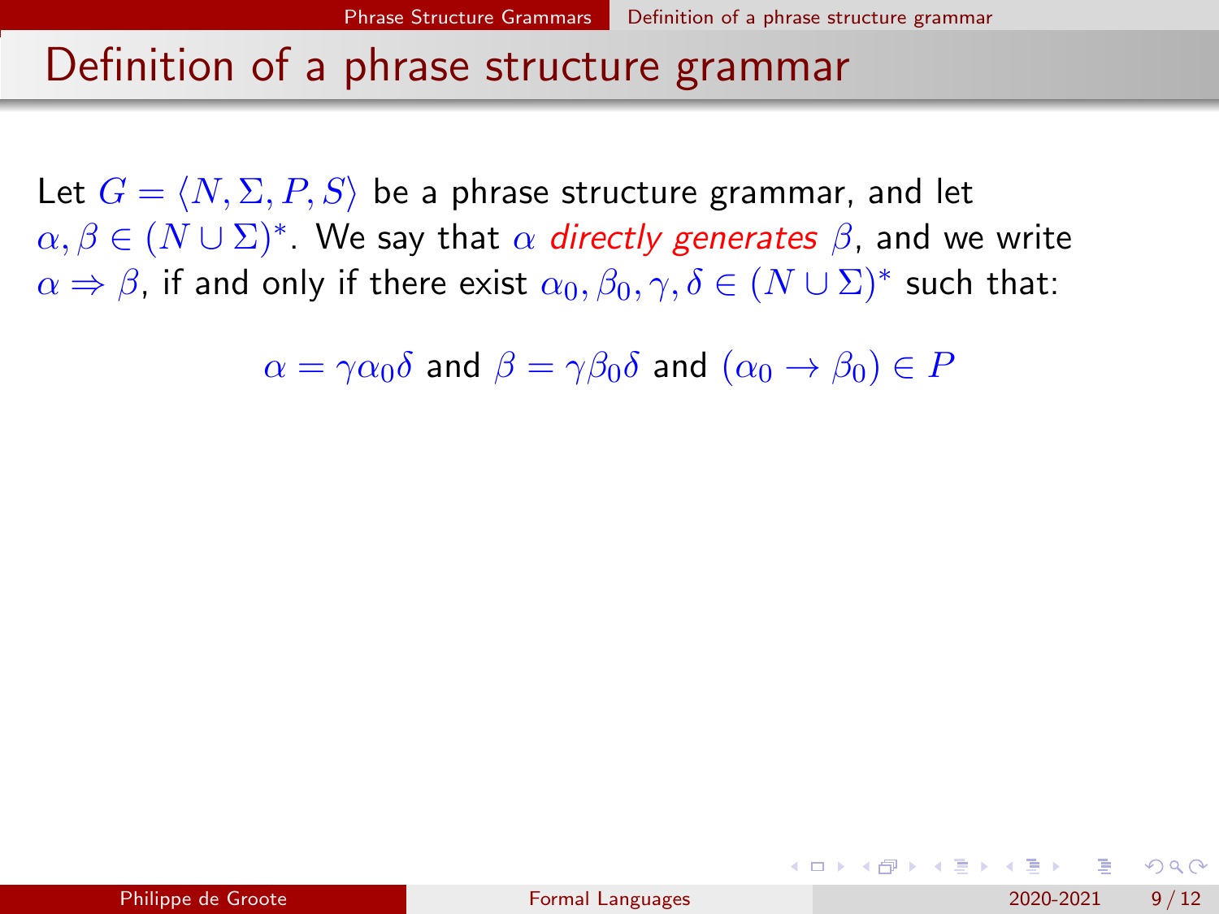# Definition of a phrase structure grammar

Let $G = \langle N, \Sigma, P, S \rangle$ be a phrase structure grammar, and let $\alpha, \beta \in (N \cup \Sigma)^*$. We say that $\alpha$ *directly generates* $\beta$, and we write $\alpha \Rightarrow \beta$, if and only if there exist $\alpha_0, \beta_0, \gamma, \delta \in (N \cup \Sigma)^*$ such that:

$$\alpha = \gamma \alpha_0 \delta \text{ and } \beta = \gamma \beta_0 \delta \text{ and } (\alpha_0 \rightarrow \beta_0) \in P$$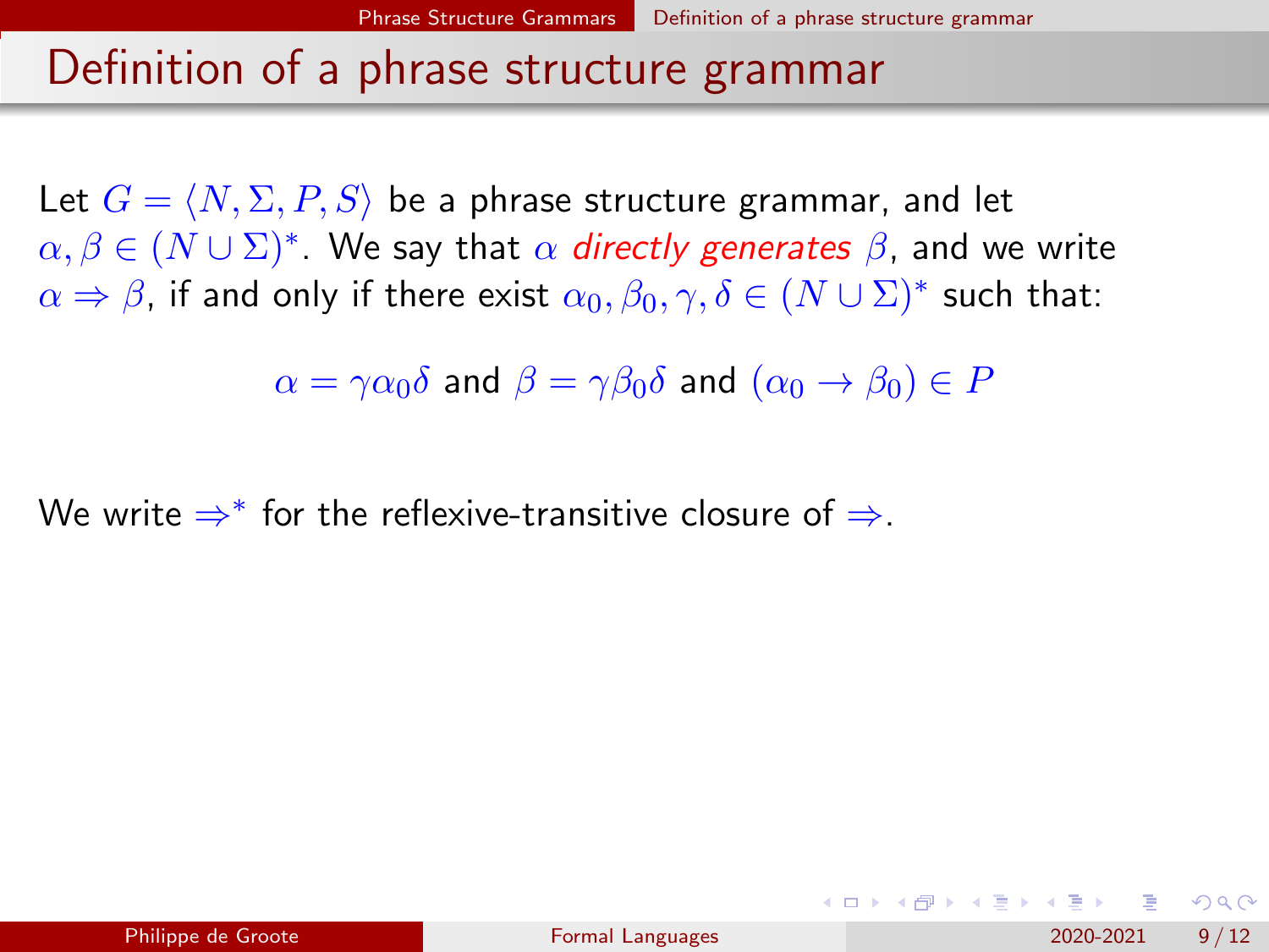# Definition of a phrase structure grammar

Let $G = \langle N, \Sigma, P, S \rangle$ be a phrase structure grammar, and let $\alpha, \beta \in (N \cup \Sigma)^*$. We say that $\alpha$ *directly generates* $\beta$, and we write $\alpha \Rightarrow \beta$, if and only if there exist $\alpha_0, \beta_0, \gamma, \delta \in (N \cup \Sigma)^*$ such that:

$$\alpha = \gamma \alpha_0 \delta \text{ and } \beta = \gamma \beta_0 \delta \text{ and } (\alpha_0 \rightarrow \beta_0) \in P$$

We write $\Rightarrow^*$ for the reflexive-transitive closure of $\Rightarrow$.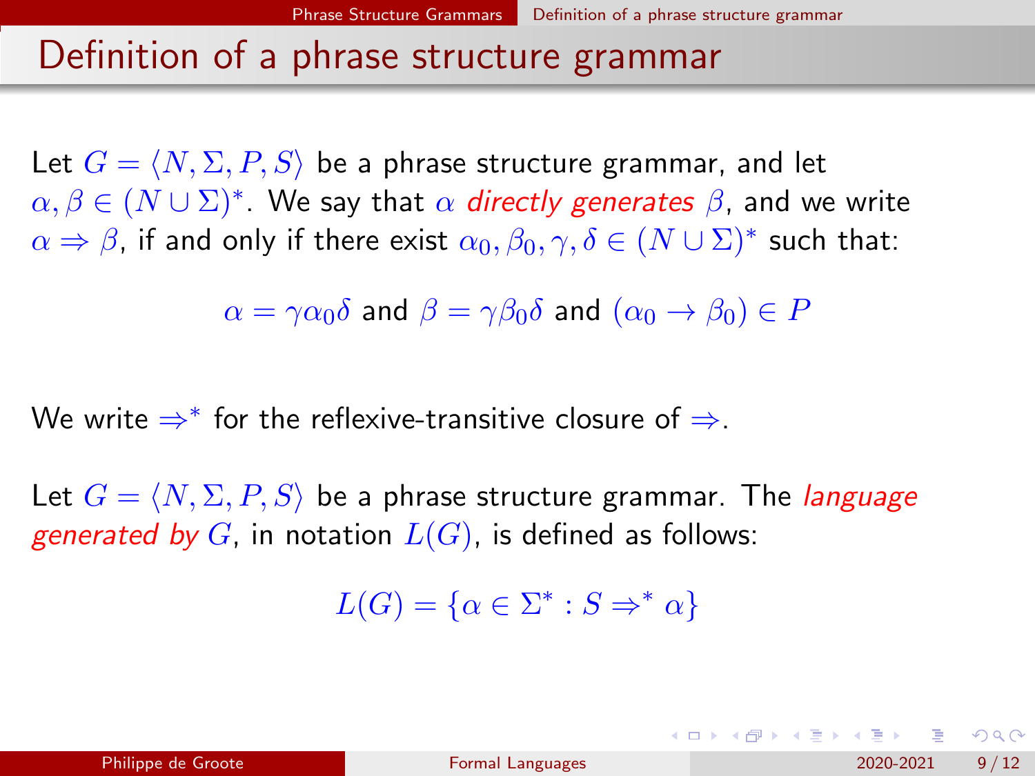# Definition of a phrase structure grammar

Let $G = \langle N, \Sigma, P, S\rangle$ be a phrase structure grammar, and let $\alpha, \beta \in (N \cup \Sigma)^*$. We say that $\alpha$ *directly generates* $\beta$, and we write $\alpha \Rightarrow \beta$, if and only if there exist $\alpha_0, \beta_0, \gamma, \delta \in (N \cup \Sigma)^*$ such that:

$$\alpha = \gamma\alpha_0\delta \text{ and } \beta = \gamma\beta_0\delta \text{ and } (\alpha_0 \rightarrow \beta_0) \in P$$

We write $\Rightarrow^*$ for the reflexive-transitive closure of $\Rightarrow$.

Let $G = \langle N, \Sigma, P, S\rangle$ be a phrase structure grammar. The *language generated by* $G$, in notation $L(G)$, is defined as follows:

$$L(G) = \{\alpha \in \Sigma^* : S \Rightarrow^* \alpha\}$$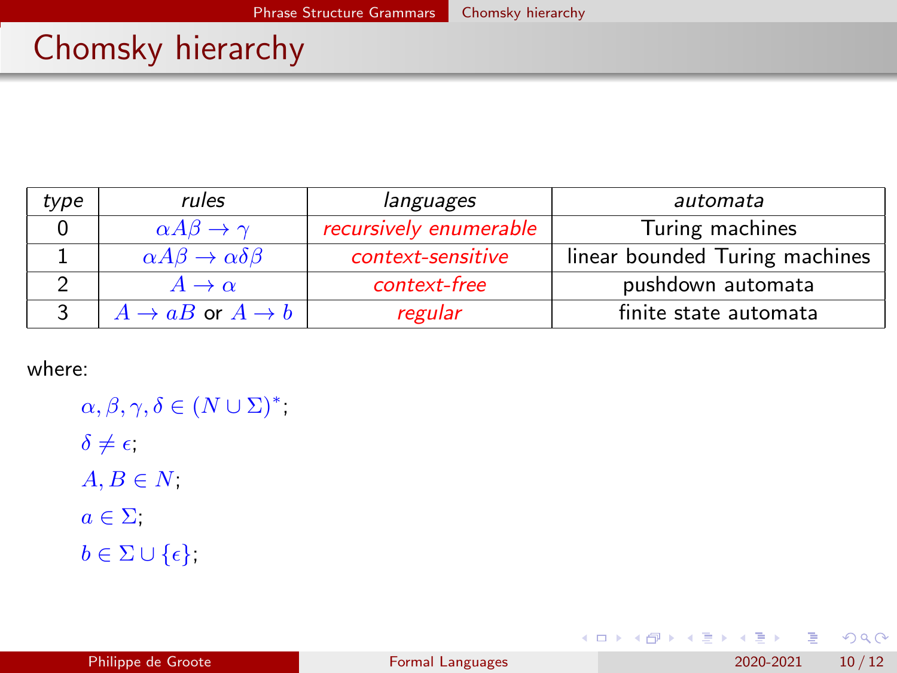# Chomsky hierarchy

| *type* | *rules* | *languages* | *automata* |
|---|---|---|---|
| 0 | $\alpha A \beta \rightarrow \gamma$ | *recursively enumerable* | Turing machines |
| 1 | $\alpha A \beta \rightarrow \alpha \delta \beta$ | *context-sensitive* | linear bounded Turing machines |
| 2 | $A \rightarrow \alpha$ | *context-free* | pushdown automata |
| 3 | $A \rightarrow aB$ or $A \rightarrow b$ | *regular* | finite state automata |

where:

$\alpha, \beta, \gamma, \delta \in (N \cup \Sigma)^*$;

$\delta \neq \epsilon$;

$A, B \in N$;

$a \in \Sigma$;

$b \in \Sigma \cup \{\epsilon\}$;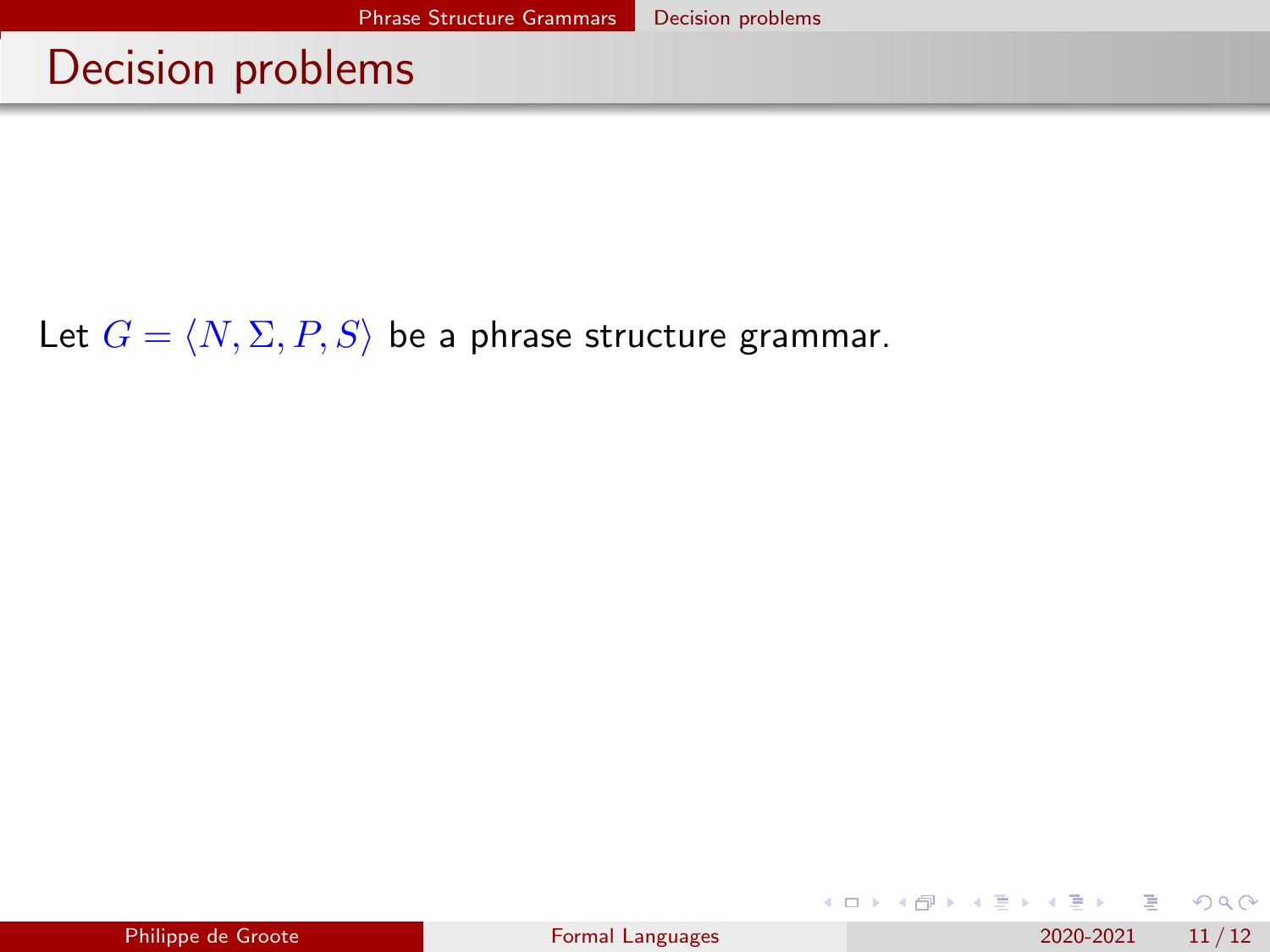# Decision problems

Let $G = \langle N, \Sigma, P, S \rangle$ be a phrase structure grammar.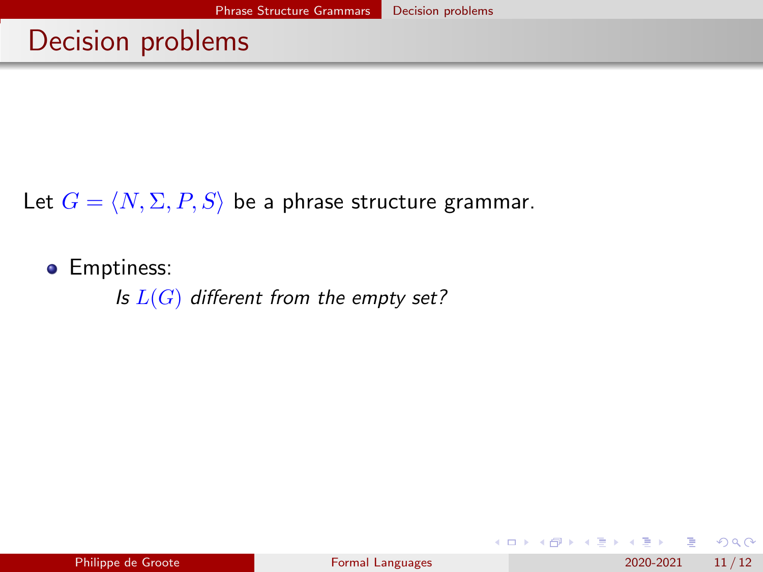# Decision problems

Let $G = \langle N, \Sigma, P, S \rangle$ be a phrase structure grammar.

- Emptiness:

  *Is $L(G)$ different from the empty set?*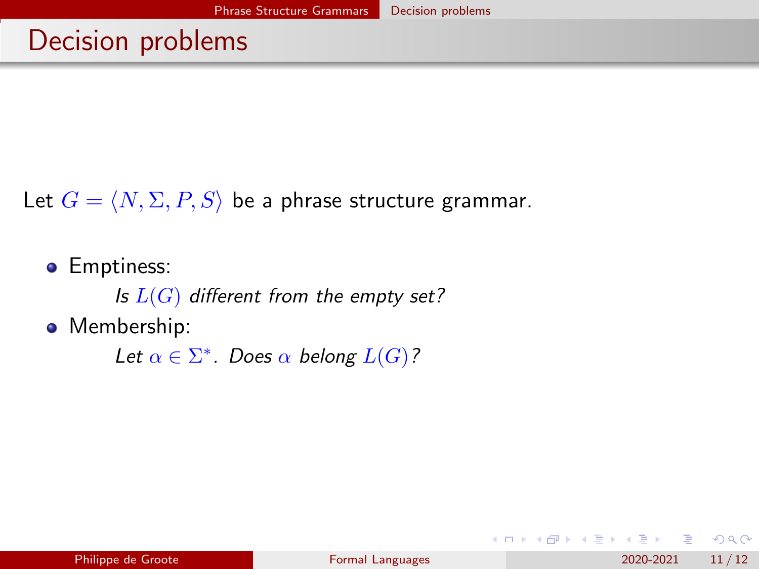# Decision problems

Let $G = \langle N, \Sigma, P, S \rangle$ be a phrase structure grammar.

- Emptiness:

  *Is $L(G)$ different from the empty set?*

- Membership:

  *Let $\alpha \in \Sigma^*$. Does $\alpha$ belong $L(G)$?*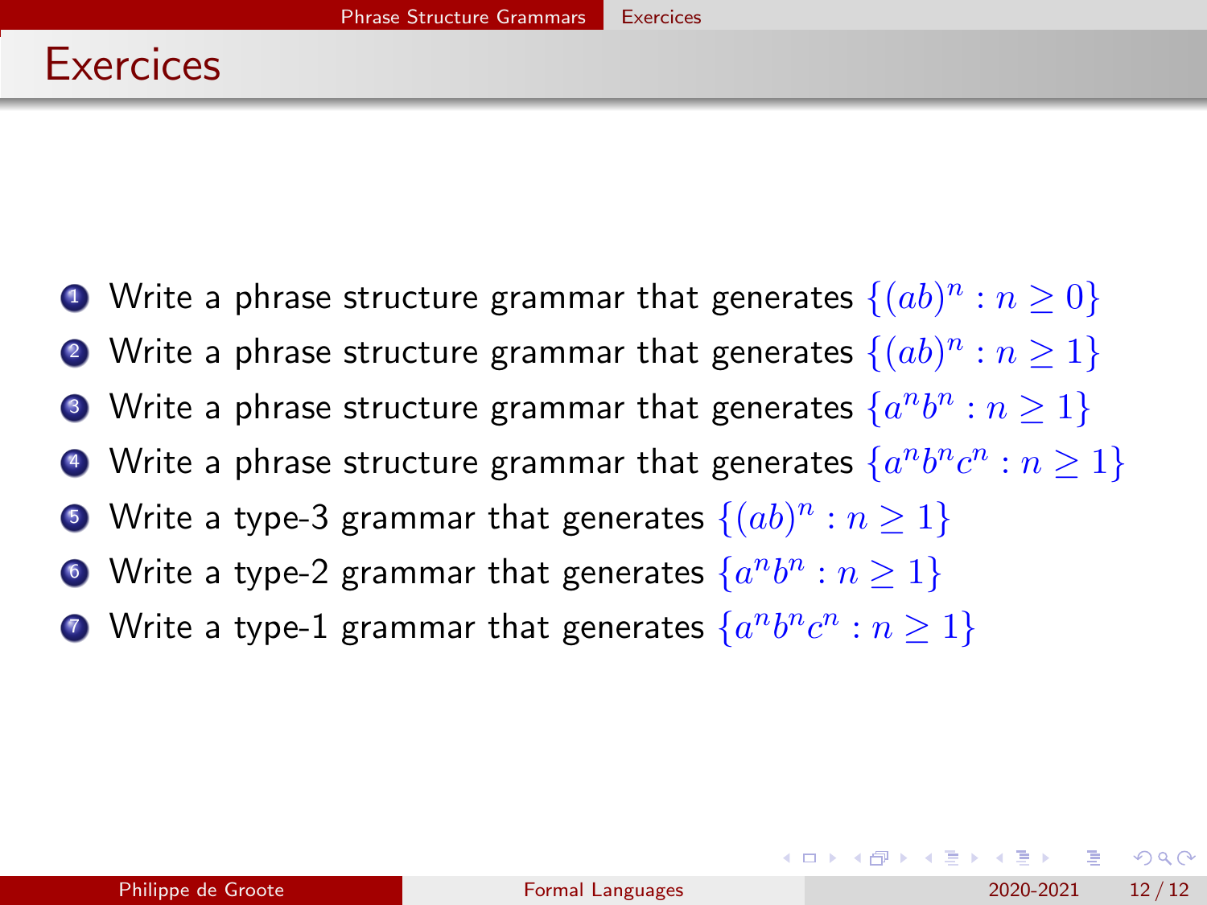# Exercices

1. Write a phrase structure grammar that generates $\{(ab)^n : n \geq 0\}$
2. Write a phrase structure grammar that generates $\{(ab)^n : n \geq 1\}$
3. Write a phrase structure grammar that generates $\{a^n b^n : n \geq 1\}$
4. Write a phrase structure grammar that generates $\{a^n b^n c^n : n \geq 1\}$
5. Write a type-3 grammar that generates $\{(ab)^n : n \geq 1\}$
6. Write a type-2 grammar that generates $\{a^n b^n : n \geq 1\}$
7. Write a type-1 grammar that generates $\{a^n b^n c^n : n \geq 1\}$